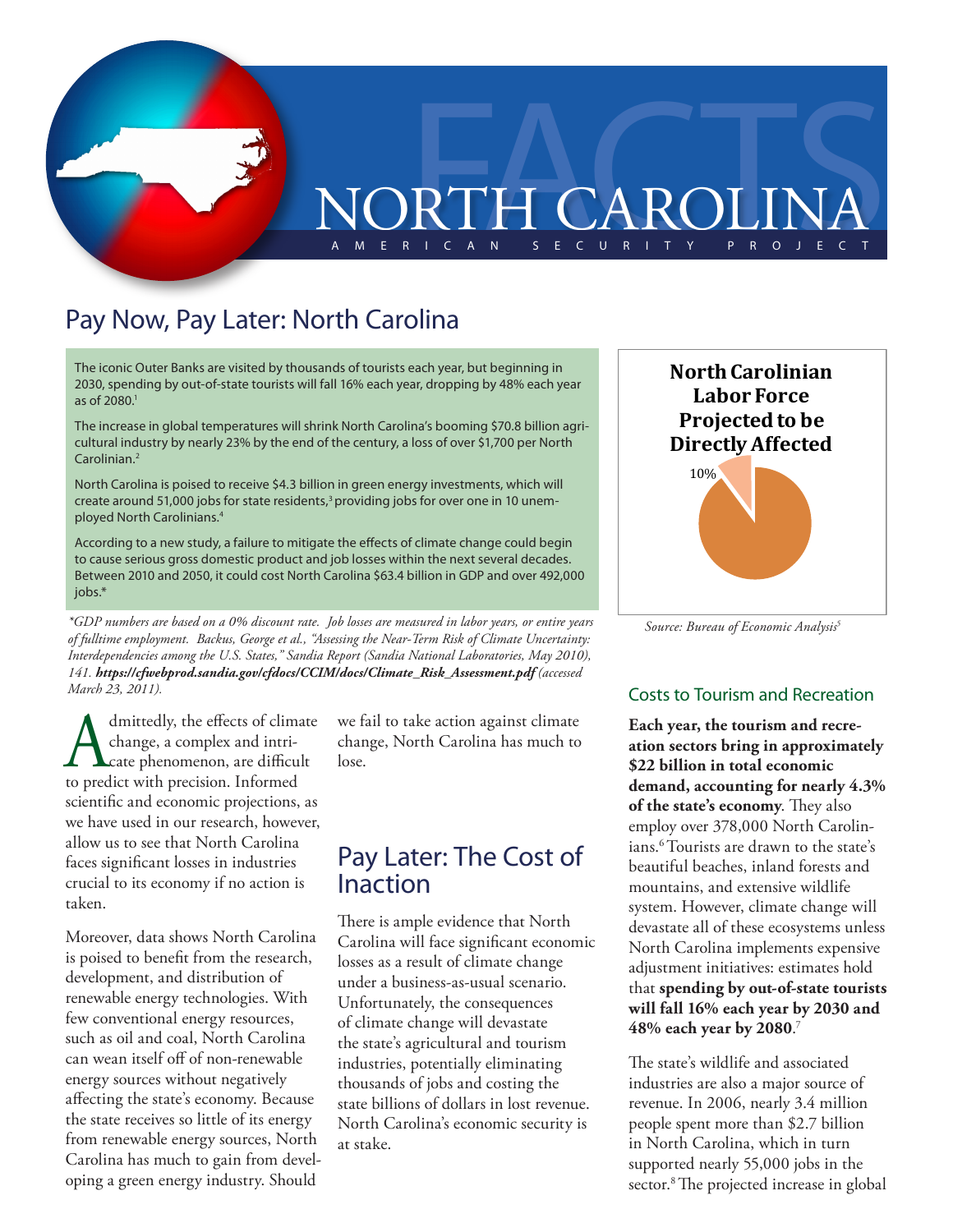# NORTH CAROLINA

AMERICAN SECURITY PROJECT

## Pay Now, Pay Later: North Carolina

The iconic Outer Banks are visited by thousands of tourists each year, but beginning in 2030, spending by out-of-state tourists will fall 16% each year, dropping by 48% each year as of 2080.[1]

The increase in global temperatures will shrink North Carolina's booming $70.8 billion agricultural industry by nearly 23% by the end of the century, a loss of over $1,700 per North Carolinian.[2]

North Carolina is poised to receive $4.3 billion in green energy investments, which will create around 51,000 jobs for state residents,[3] providing jobs for over one in 10 unemployed North Carolinians.[4]

According to a new study, a failure to mitigate the effects of climate change could begin to cause serious gross domestic product and job losses within the next several decades. Between 2010 and 2050, it could cost North Carolina $63.4 billion in GDP and over 492,000 jobs.*

*\*GDP numbers are based on a 0% discount rate. Job losses are measured in labor years, or entire years of fulltime employment. Backus, George et al., "Assessing the Near-Term Risk of Climate Uncertainty: Interdependencies among the U.S. States," Sandia Report (Sandia National Laboratories, May 2010), 141.* ***https://cfwebprod.sandia.gov/cfdocs/CCIM/docs/Climate_Risk_Assessment.pdf*** *(accessed March 23, 2011).*

**North Carolinian Labor Force Projected to be Directly Affected**

10%

*Source: Bureau of Economic Analysis[5]*

Admittedly, the effects of climate change, a complex and intricate phenomenon, are difficult to predict with precision. Informed scientific and economic projections, as we have used in our research, however, allow us to see that North Carolina faces significant losses in industries crucial to its economy if no action is taken.

Moreover, data shows North Carolina is poised to benefit from the research, development, and distribution of renewable energy technologies. With few conventional energy resources, such as oil and coal, North Carolina can wean itself off of non-renewable energy sources without negatively affecting the state's economy. Because the state receives so little of its energy from renewable energy sources, North Carolina has much to gain from developing a green energy industry. Should we fail to take action against climate change, North Carolina has much to lose.

## Pay Later: The Cost of Inaction

There is ample evidence that North Carolina will face significant economic losses as a result of climate change under a business-as-usual scenario. Unfortunately, the consequences of climate change will devastate the state's agricultural and tourism industries, potentially eliminating thousands of jobs and costing the state billions of dollars in lost revenue. North Carolina's economic security is at stake.

### Costs to Tourism and Recreation

**Each year, the tourism and recreation sectors bring in approximately $22 billion in total economic demand, accounting for nearly 4.3% of the state's economy**. They also employ over 378,000 North Carolinians.[6] Tourists are drawn to the state's beautiful beaches, inland forests and mountains, and extensive wildlife system. However, climate change will devastate all of these ecosystems unless North Carolina implements expensive adjustment initiatives: estimates hold that **spending by out-of-state tourists will fall 16% each year by 2030 and 48% each year by 2080**.[7]

The state's wildlife and associated industries are also a major source of revenue. In 2006, nearly 3.4 million people spent more than $2.7 billion in North Carolina, which in turn supported nearly 55,000 jobs in the sector.[8] The projected increase in global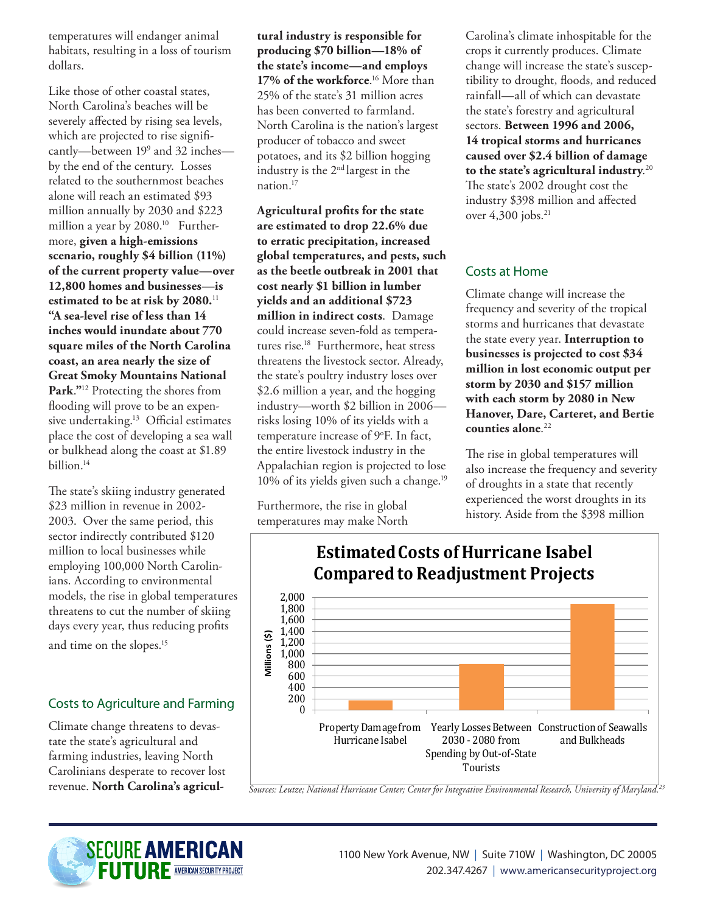temperatures will endanger animal habitats, resulting in a loss of tourism dollars.

Like those of other coastal states, North Carolina's beaches will be severely affected by rising sea levels, which are projected to rise significantly—between 19[9] and 32 inches—by the end of the century. Losses related to the southernmost beaches alone will reach an estimated $93 million annually by 2030 and $223 million a year by 2080.[10] Furthermore, **given a high-emissions scenario, roughly $4 billion (11%) of the current property value—over 12,800 homes and businesses—is estimated to be at risk by 2080.**[11] **"A sea-level rise of less than 14 inches would inundate about 770 square miles of the North Carolina coast, an area nearly the size of Great Smoky Mountains National Park."**[12] Protecting the shores from flooding will prove to be an expensive undertaking.[13] Official estimates place the cost of developing a sea wall or bulkhead along the coast at $1.89 billion.[14]

The state's skiing industry generated $23 million in revenue in 2002-2003. Over the same period, this sector indirectly contributed $120 million to local businesses while employing 100,000 North Carolinians. According to environmental models, the rise in global temperatures threatens to cut the number of skiing days every year, thus reducing profits and time on the slopes.[15]

## Costs to Agriculture and Farming

Climate change threatens to devastate the state's agricultural and farming industries, leaving North Carolinians desperate to recover lost revenue. **North Carolina's agricultural industry is responsible for producing $70 billion—18% of the state's income—and employs 17% of the workforce**.[16] More than 25% of the state's 31 million acres has been converted to farmland. North Carolina is the nation's largest producer of tobacco and sweet potatoes, and its $2 billion hogging industry is the 2nd largest in the nation.[17]

**Agricultural profits for the state are estimated to drop 22.6% due to erratic precipitation, increased global temperatures, and pests, such as the beetle outbreak in 2001 that cost nearly $1 billion in lumber yields and an additional $723 million in indirect costs**. Damage could increase seven-fold as temperatures rise.[18] Furthermore, heat stress threatens the livestock sector. Already, the state's poultry industry loses over $2.6 million a year, and the hogging industry—worth $2 billion in 2006—risks losing 10% of its yields with a temperature increase of 9°F. In fact, the entire livestock industry in the Appalachian region is projected to lose 10% of its yields given such a change.[19]

Furthermore, the rise in global temperatures may make North Carolina's climate inhospitable for the crops it currently produces. Climate change will increase the state's susceptibility to drought, floods, and reduced rainfall—all of which can devastate the state's forestry and agricultural sectors. **Between 1996 and 2006, 14 tropical storms and hurricanes caused over $2.4 billion of damage to the state's agricultural industry**.[20] The state's 2002 drought cost the industry $398 million and affected over 4,300 jobs.[21]

## Costs at Home

Climate change will increase the frequency and severity of the tropical storms and hurricanes that devastate the state every year. **Interruption to businesses is projected to cost $34 million in lost economic output per storm by 2030 and $157 million with each storm by 2080 in New Hanover, Dare, Carteret, and Bertie counties alone**.[22]

The rise in global temperatures will also increase the frequency and severity of droughts in a state that recently experienced the worst droughts in its history. Aside from the $398 million

**Estimated Costs of Hurricane Isabel Compared to Readjustment Projects**

| Category | Millions ($) (approx.) |
|---|---|
| Property Damage from Hurricane Isabel | ~170 |
| Yearly Losses Between 2030 - 2080 from Spending by Out-of-State Tourists | ~810 |
| Construction of Seawalls and Bulkheads | ~1,890 |

*Sources: Leutze; National Hurricane Center; Center for Integrative Environmental Research, University of Maryland.*[23]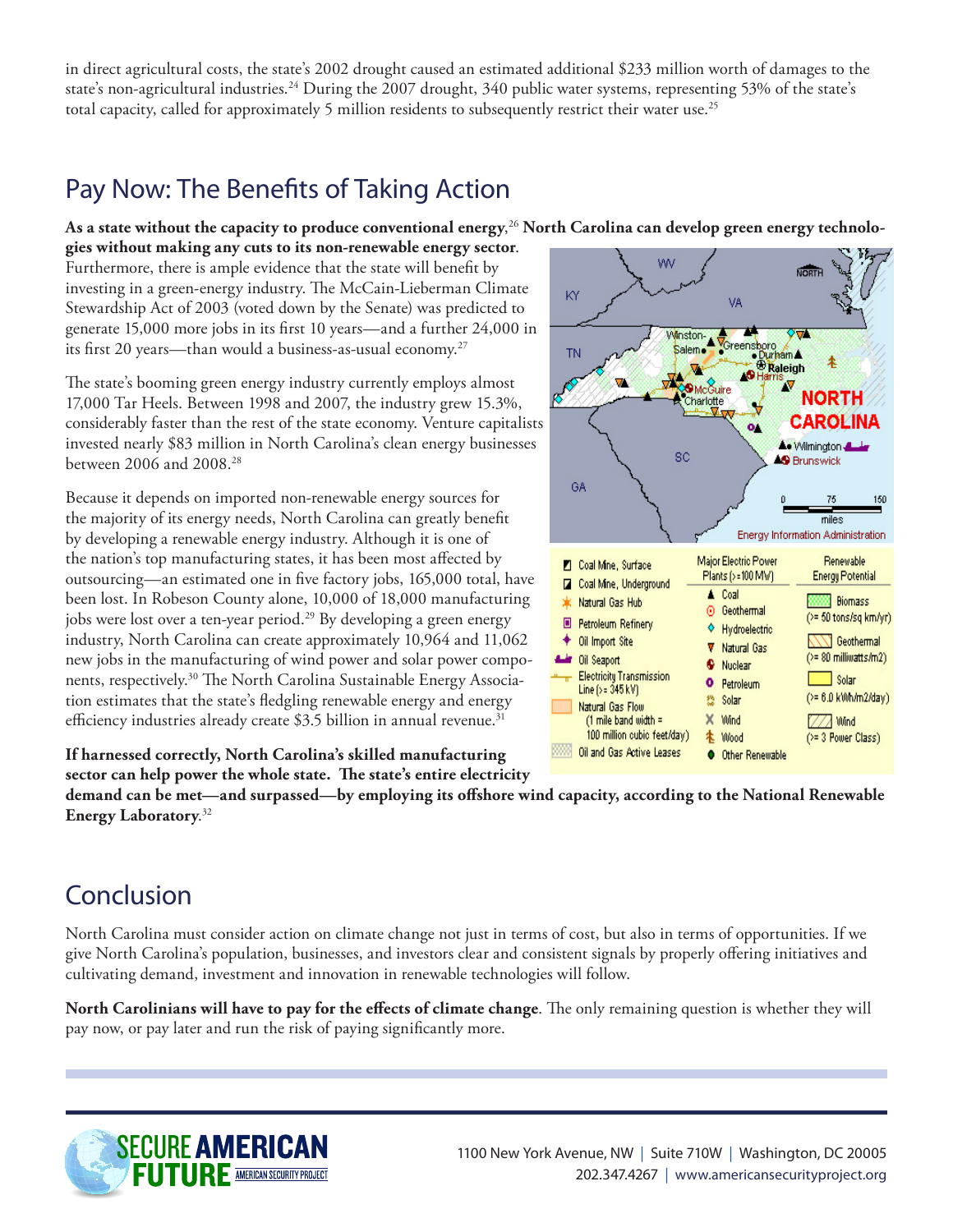in direct agricultural costs, the state's 2002 drought caused an estimated additional $233 million worth of damages to the state's non-agricultural industries.[24] During the 2007 drought, 340 public water systems, representing 53% of the state's total capacity, called for approximately 5 million residents to subsequently restrict their water use.[25]

## Pay Now: The Benefits of Taking Action

**As a state without the capacity to produce conventional energy**,[26] **North Carolina can develop green energy technologies without making any cuts to its non-renewable energy sector**. Furthermore, there is ample evidence that the state will benefit by investing in a green-energy industry. The McCain-Lieberman Climate Stewardship Act of 2003 (voted down by the Senate) was predicted to generate 15,000 more jobs in its first 10 years—and a further 24,000 in its first 20 years—than would a business-as-usual economy.[27]

The state's booming green energy industry currently employs almost 17,000 Tar Heels. Between 1998 and 2007, the industry grew 15.3%, considerably faster than the rest of the state economy. Venture capitalists invested nearly $83 million in North Carolina's clean energy businesses between 2006 and 2008.[28]

Because it depends on imported non-renewable energy sources for the majority of its energy needs, North Carolina can greatly benefit by developing a renewable energy industry. Although it is one of the nation's top manufacturing states, it has been most affected by outsourcing—an estimated one in five factory jobs, 165,000 total, have been lost. In Robeson County alone, 10,000 of 18,000 manufacturing jobs were lost over a ten-year period.[29] By developing a green energy industry, North Carolina can create approximately 10,964 and 11,062 new jobs in the manufacturing of wind power and solar power components, respectively.[30] The North Carolina Sustainable Energy Association estimates that the state's fledgling renewable energy and energy efficiency industries already create $3.5 billion in annual revenue.[31]

**If harnessed correctly, North Carolina's skilled manufacturing sector can help power the whole state. The state's entire electricity demand can be met—and surpassed—by employing its offshore wind capacity, according to the National Renewable Energy Laboratory**.[32]

## Conclusion

North Carolina must consider action on climate change not just in terms of cost, but also in terms of opportunities. If we give North Carolina's population, businesses, and investors clear and consistent signals by properly offering initiatives and cultivating demand, investment and innovation in renewable technologies will follow.

**North Carolinians will have to pay for the effects of climate change**. The only remaining question is whether they will pay now, or pay later and run the risk of paying significantly more.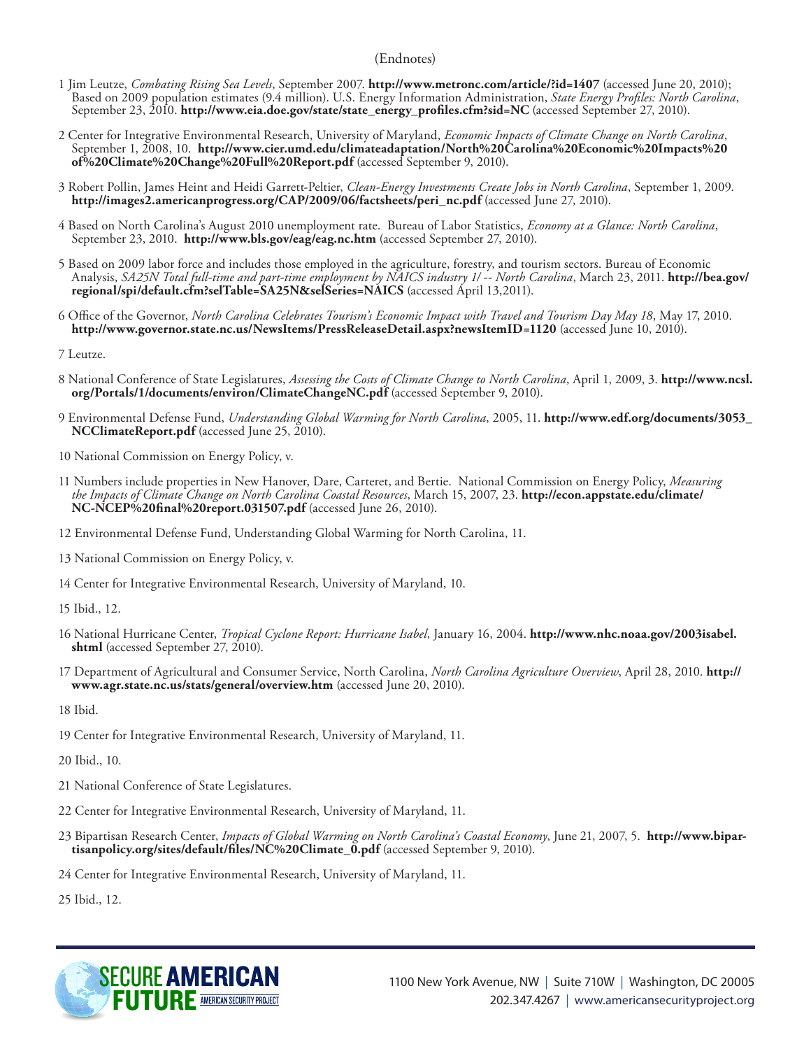(Endnotes)

1 Jim Leutze, *Combating Rising Sea Levels*, September 2007. **http://www.metronc.com/article/?id=1407** (accessed June 20, 2010); Based on 2009 population estimates (9.4 million). U.S. Energy Information Administration, *State Energy Profiles: North Carolina*, September 23, 2010. **http://www.eia.doe.gov/state/state_energy_profiles.cfm?sid=NC** (accessed September 27, 2010).

2 Center for Integrative Environmental Research, University of Maryland, *Economic Impacts of Climate Change on North Carolina*, September 1, 2008, 10. **http://www.cier.umd.edu/climateadaptation/North%20Carolina%20Economic%20Impacts%20of%20Climate%20Change%20Full%20Report.pdf** (accessed September 9, 2010).

3 Robert Pollin, James Heint and Heidi Garrett-Peltier, *Clean-Energy Investments Create Jobs in North Carolina*, September 1, 2009. **http://images2.americanprogress.org/CAP/2009/06/factsheets/peri_nc.pdf** (accessed June 27, 2010).

4 Based on North Carolina's August 2010 unemployment rate. Bureau of Labor Statistics, *Economy at a Glance: North Carolina*, September 23, 2010. **http://www.bls.gov/eag/eag.nc.htm** (accessed September 27, 2010).

5 Based on 2009 labor force and includes those employed in the agriculture, forestry, and tourism sectors. Bureau of Economic Analysis, *SA25N Total full-time and part-time employment by NAICS industry 1/ -- North Carolina*, March 23, 2011. **http://bea.gov/regional/spi/default.cfm?selTable=SA25N&selSeries=NAICS** (accessed April 13,2011).

6 Office of the Governor, *North Carolina Celebrates Tourism's Economic Impact with Travel and Tourism Day May 18*, May 17, 2010. **http://www.governor.state.nc.us/NewsItems/PressReleaseDetail.aspx?newsItemID=1120** (accessed June 10, 2010).

7 Leutze.

8 National Conference of State Legislatures, *Assessing the Costs of Climate Change to North Carolina*, April 1, 2009, 3. **http://www.ncsl.org/Portals/1/documents/environ/ClimateChangeNC.pdf** (accessed September 9, 2010).

9 Environmental Defense Fund, *Understanding Global Warming for North Carolina*, 2005, 11. **http://www.edf.org/documents/3053_NCClimateReport.pdf** (accessed June 25, 2010).

10 National Commission on Energy Policy, v.

11 Numbers include properties in New Hanover, Dare, Carteret, and Bertie. National Commission on Energy Policy, *Measuring the Impacts of Climate Change on North Carolina Coastal Resources*, March 15, 2007, 23. **http://econ.appstate.edu/climate/NC-NCEP%20final%20report.031507.pdf** (accessed June 26, 2010).

12 Environmental Defense Fund, Understanding Global Warming for North Carolina, 11.

13 National Commission on Energy Policy, v.

14 Center for Integrative Environmental Research, University of Maryland, 10.

15 Ibid., 12.

16 National Hurricane Center, *Tropical Cyclone Report: Hurricane Isabel*, January 16, 2004. **http://www.nhc.noaa.gov/2003isabel.shtml** (accessed September 27, 2010).

17 Department of Agricultural and Consumer Service, North Carolina, *North Carolina Agriculture Overview*, April 28, 2010. **http://www.agr.state.nc.us/stats/general/overview.htm** (accessed June 20, 2010).

18 Ibid.

19 Center for Integrative Environmental Research, University of Maryland, 11.

20 Ibid., 10.

21 National Conference of State Legislatures.

22 Center for Integrative Environmental Research, University of Maryland, 11.

23 Bipartisan Research Center, *Impacts of Global Warming on North Carolina's Coastal Economy*, June 21, 2007, 5. **http://www.bipartisanpolicy.org/sites/default/files/NC%20Climate_0.pdf** (accessed September 9, 2010).

24 Center for Integrative Environmental Research, University of Maryland, 11.

25 Ibid., 12.

SECURE AMERICAN FUTURE | AMERICAN SECURITY PROJECT

1100 New York Avenue, NW | Suite 710W | Washington, DC 20005
202.347.4267 | www.americansecurityproject.org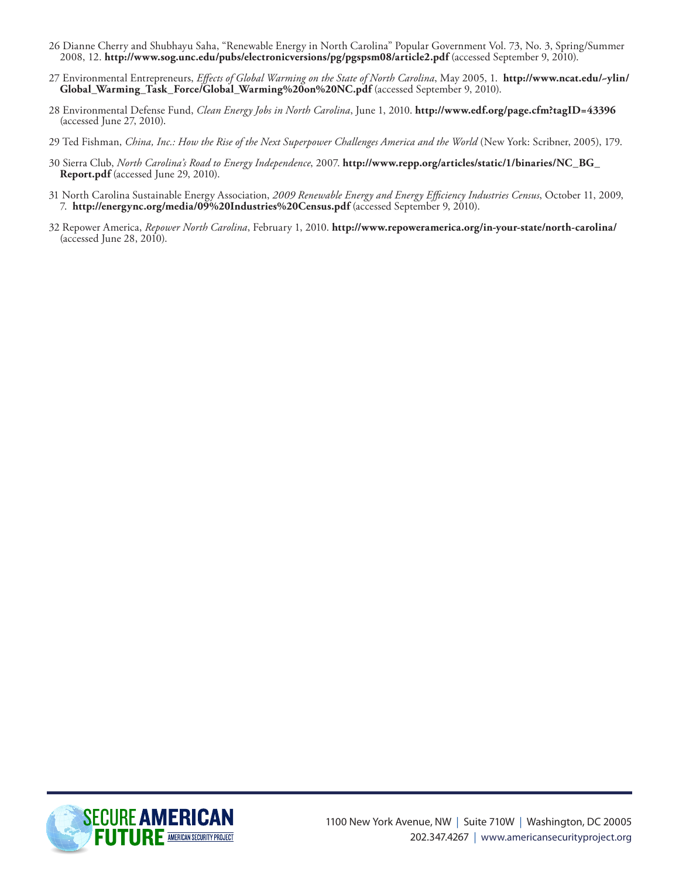26 Dianne Cherry and Shubhayu Saha, "Renewable Energy in North Carolina" Popular Government Vol. 73, No. 3, Spring/Summer 2008, 12. **http://www.sog.unc.edu/pubs/electronicversions/pg/pgspsm08/article2.pdf** (accessed September 9, 2010).

27 Environmental Entrepreneurs, *Effects of Global Warming on the State of North Carolina*, May 2005, 1. **http://www.ncat.edu/~ylin/Global_Warming_Task_Force/Global_Warming%20on%20NC.pdf** (accessed September 9, 2010).

28 Environmental Defense Fund, *Clean Energy Jobs in North Carolina*, June 1, 2010. **http://www.edf.org/page.cfm?tagID=43396** (accessed June 27, 2010).

29 Ted Fishman, *China, Inc.: How the Rise of the Next Superpower Challenges America and the World* (New York: Scribner, 2005), 179.

30 Sierra Club, *North Carolina's Road to Energy Independence*, 2007. **http://www.repp.org/articles/static/1/binaries/NC_BG_Report.pdf** (accessed June 29, 2010).

31 North Carolina Sustainable Energy Association, *2009 Renewable Energy and Energy Efficiency Industries Census*, October 11, 2009, 7. **http://energync.org/media/09%20Industries%20Census.pdf** (accessed September 9, 2010).

32 Repower America, *Repower North Carolina*, February 1, 2010. **http://www.repoweramerica.org/in-your-state/north-carolina/** (accessed June 28, 2010).